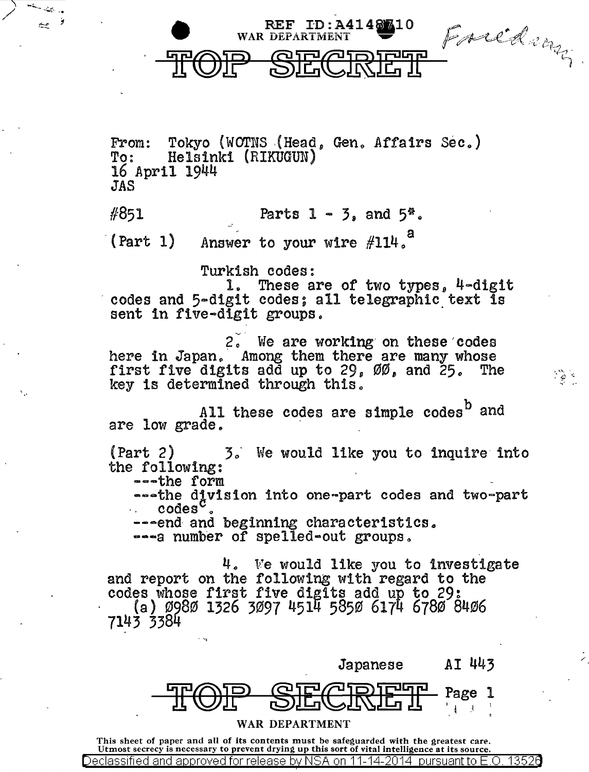REF ID:A4148710
WAR DEPARTMENT

Friedman

# TOP SECRET

From: Tokyo (WOTNS (Head, Gen. Affairs Sec.)
To: Helsinki (RIKUGUN)
16 April 1944
JAS

#851 Parts 1 - 3, and 5*.

(Part 1) Answer to your wire #114.[a]

Turkish codes:

1. These are of two types, 4-digit codes and 5-digit codes; all telegraphic text is sent in five-digit groups.

2. We are working on these codes here in Japan. Among them there are many whose first five digits add up to 29, ØØ, and 25. The key is determined through this.

All these codes are simple codes[b] and are low grade.

(Part 2) 3. We would like you to inquire into the following:

---the form
---the division into one-part codes and two-part codes[c].
---end and beginning characteristics.
---a number of spelled-out groups.

4. We would like you to investigate and report on the following with regard to the codes whose first five digits add up to 29:

(a) Ø98Ø 1326 3Ø97 4514 585Ø 6174 678Ø 84Ø6 7143 3384

Japanese AI 443

TOP SECRET

WAR DEPARTMENT

This sheet of paper and all of its contents must be safeguarded with the greatest care. Utmost secrecy is necessary to prevent drying up this sort of vital intelligence at its source.

Declassified and approved for release by NSA on 11-14-2014 pursuant to E.O. 13526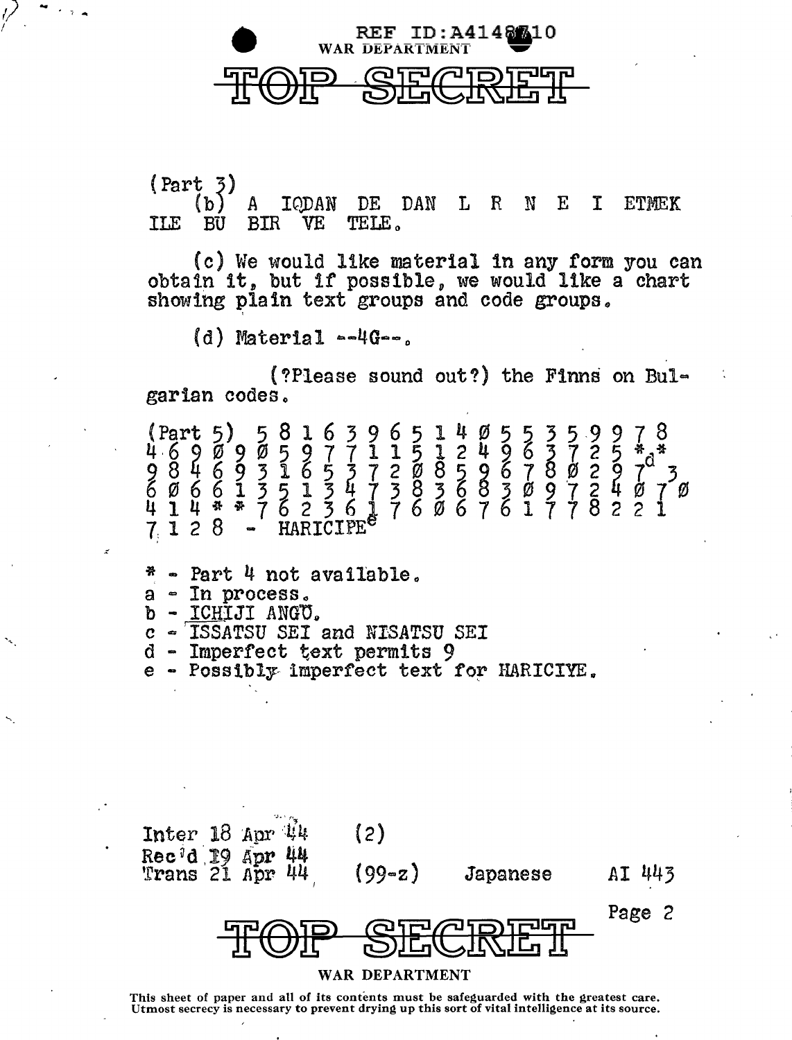REF ID:A4148810
WAR DEPARTMENT

TOP SECRET

(Part 3)
(b) A IQDAN DE DAN L R N E I ETMEK ILE BU BIR VE TELE.

(c) We would like material in any form you can obtain it, but if possible, we would like a chart showing plain text groups and code groups.

(d) Material --4G--.

(?Please sound out?) the Finns on Bulgarian codes.

(Part 5) 5 8 1 6 3 9 6 5 1 4 Ø 5 5 3 5 9 9 7 8
4 6 9 Ø 9 Ø 5 9 7 7 1 1 5 1 2 4 9 6 3 7 2 5 *d*
9 8 4 6 9 3 1 6 5 3 7 2 Ø 8 5 9 6 7 8 Ø 2 9 7d 3
6 Ø 6 6 1 3 5 1 3 4 7 3 8 3 6 8 3 Ø 9 7 2 4 Ø 7 Ø
4 1 4 * * 7 6 2 3 6 1 7 6 Ø 6 7 6 1 7 7 8 2 2 1
7 1 2 8 - HARICIPE[e]

\* - Part 4 not available.
a - In process.
b - ICHIJI ANGŌ.
c - ISSATSU SEI and NISATSU SEI
d - Imperfect text permits 9
e - Possibly imperfect text for HARICIYE.

Inter 18 Apr 44 (2)
Rec'd 19 Apr 44
Trans 21 Apr 44 (99-z) Japanese AI 443

TOP SECRET

WAR DEPARTMENT

This sheet of paper and all of its contents must be safeguarded with the greatest care. Utmost secrecy is necessary to prevent drying up this sort of vital intelligence at its source.